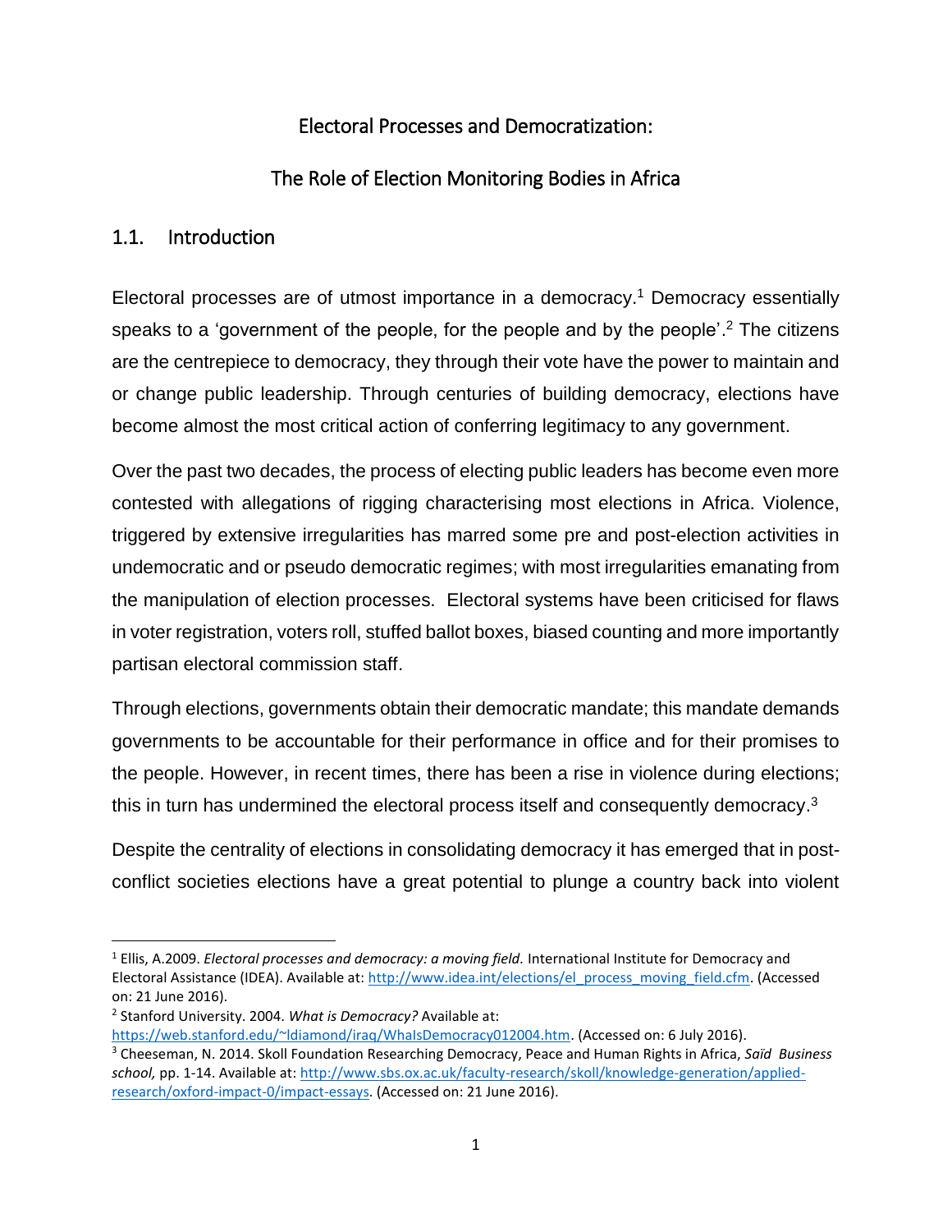# Electoral Processes and Democratization:

# The Role of Election Monitoring Bodies in Africa

## 1.1. Introduction

Electoral processes are of utmost importance in a democracy.[1] Democracy essentially speaks to a 'government of the people, for the people and by the people'.[2] The citizens are the centrepiece to democracy, they through their vote have the power to maintain and or change public leadership. Through centuries of building democracy, elections have become almost the most critical action of conferring legitimacy to any government.

Over the past two decades, the process of electing public leaders has become even more contested with allegations of rigging characterising most elections in Africa. Violence, triggered by extensive irregularities has marred some pre and post-election activities in undemocratic and or pseudo democratic regimes; with most irregularities emanating from the manipulation of election processes. Electoral systems have been criticised for flaws in voter registration, voters roll, stuffed ballot boxes, biased counting and more importantly partisan electoral commission staff.

Through elections, governments obtain their democratic mandate; this mandate demands governments to be accountable for their performance in office and for their promises to the people. However, in recent times, there has been a rise in violence during elections; this in turn has undermined the electoral process itself and consequently democracy.[3]

Despite the centrality of elections in consolidating democracy it has emerged that in post-conflict societies elections have a great potential to plunge a country back into violent

---

[1] Ellis, A.2009. *Electoral processes and democracy: a moving field.* International Institute for Democracy and Electoral Assistance (IDEA). Available at: http://www.idea.int/elections/el_process_moving_field.cfm. (Accessed on: 21 June 2016).

[2] Stanford University. 2004. *What is Democracy?* Available at: https://web.stanford.edu/~ldiamond/iraq/WhaIsDemocracy012004.htm. (Accessed on: 6 July 2016).

[3] Cheeseman, N. 2014. Skoll Foundation Researching Democracy, Peace and Human Rights in Africa, *Saïd Business school,* pp. 1-14. Available at: http://www.sbs.ox.ac.uk/faculty-research/skoll/knowledge-generation/applied-research/oxford-impact-0/impact-essays. (Accessed on: 21 June 2016).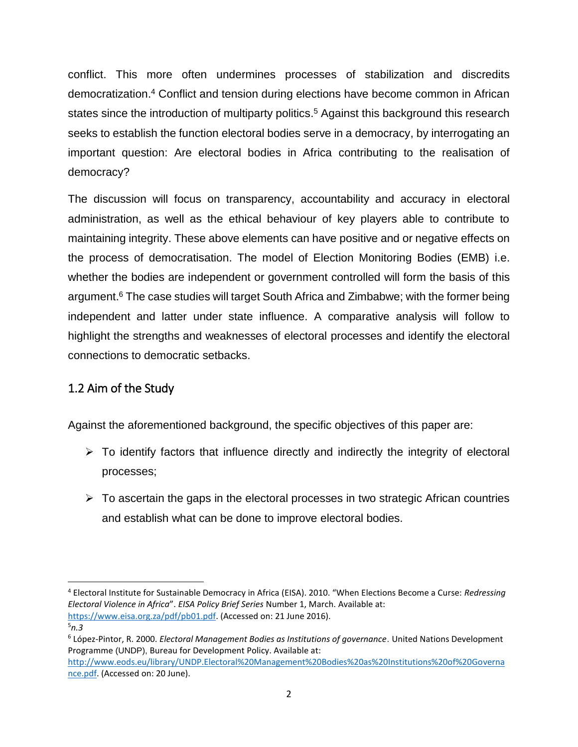conflict. This more often undermines processes of stabilization and discredits democratization.[4] Conflict and tension during elections have become common in African states since the introduction of multiparty politics.[5] Against this background this research seeks to establish the function electoral bodies serve in a democracy, by interrogating an important question: Are electoral bodies in Africa contributing to the realisation of democracy?

The discussion will focus on transparency, accountability and accuracy in electoral administration, as well as the ethical behaviour of key players able to contribute to maintaining integrity. These above elements can have positive and or negative effects on the process of democratisation. The model of Election Monitoring Bodies (EMB) i.e. whether the bodies are independent or government controlled will form the basis of this argument.[6] The case studies will target South Africa and Zimbabwe; with the former being independent and latter under state influence. A comparative analysis will follow to highlight the strengths and weaknesses of electoral processes and identify the electoral connections to democratic setbacks.

## 1.2 Aim of the Study

Against the aforementioned background, the specific objectives of this paper are:

- To identify factors that influence directly and indirectly the integrity of electoral processes;
- To ascertain the gaps in the electoral processes in two strategic African countries and establish what can be done to improve electoral bodies.

---

[4] Electoral Institute for Sustainable Democracy in Africa (EISA). 2010. "When Elections Become a Curse: *Redressing Electoral Violence in Africa*". *EISA Policy Brief Series* Number 1, March. Available at: https://www.eisa.org.za/pdf/pb01.pdf. (Accessed on: 21 June 2016).

[5] *n.3*

[6] López-Pintor, R. 2000. *Electoral Management Bodies as Institutions of governance*. United Nations Development Programme (UNDP), Bureau for Development Policy. Available at: http://www.eods.eu/library/UNDP.Electoral%20Management%20Bodies%20as%20Institutions%20of%20Governance.pdf. (Accessed on: 20 June).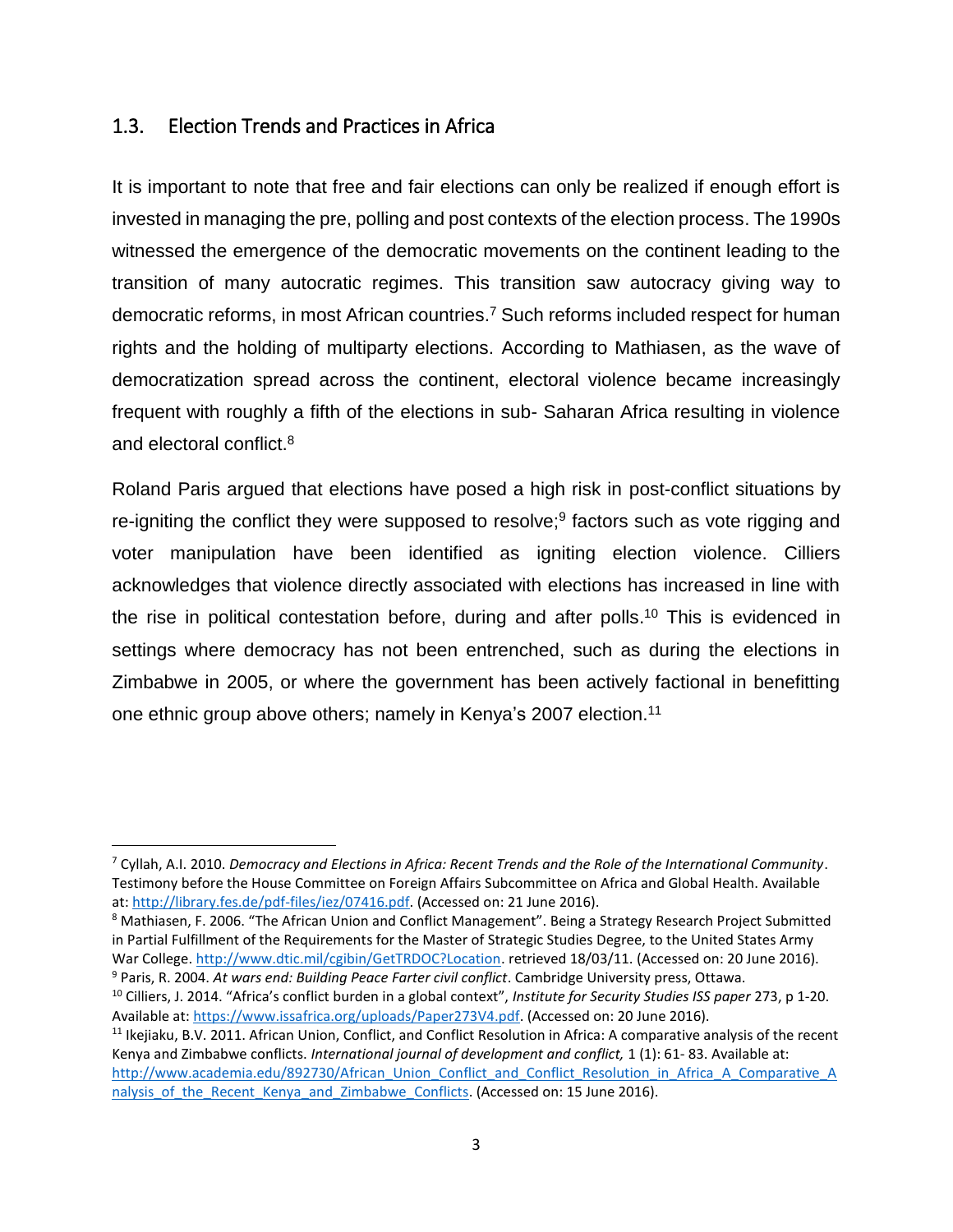## 1.3. Election Trends and Practices in Africa

It is important to note that free and fair elections can only be realized if enough effort is invested in managing the pre, polling and post contexts of the election process. The 1990s witnessed the emergence of the democratic movements on the continent leading to the transition of many autocratic regimes. This transition saw autocracy giving way to democratic reforms, in most African countries.[7] Such reforms included respect for human rights and the holding of multiparty elections. According to Mathiasen, as the wave of democratization spread across the continent, electoral violence became increasingly frequent with roughly a fifth of the elections in sub- Saharan Africa resulting in violence and electoral conflict.[8]

Roland Paris argued that elections have posed a high risk in post-conflict situations by re-igniting the conflict they were supposed to resolve;[9] factors such as vote rigging and voter manipulation have been identified as igniting election violence. Cilliers acknowledges that violence directly associated with elections has increased in line with the rise in political contestation before, during and after polls.[10] This is evidenced in settings where democracy has not been entrenched, such as during the elections in Zimbabwe in 2005, or where the government has been actively factional in benefitting one ethnic group above others; namely in Kenya's 2007 election.[11]

---

[7] Cyllah, A.I. 2010. *Democracy and Elections in Africa: Recent Trends and the Role of the International Community*. Testimony before the House Committee on Foreign Affairs Subcommittee on Africa and Global Health. Available at: http://library.fes.de/pdf-files/iez/07416.pdf. (Accessed on: 21 June 2016).

[8] Mathiasen, F. 2006. "The African Union and Conflict Management". Being a Strategy Research Project Submitted in Partial Fulfillment of the Requirements for the Master of Strategic Studies Degree, to the United States Army War College. http://www.dtic.mil/cgibin/GetTRDOC?Location. retrieved 18/03/11. (Accessed on: 20 June 2016).

[9] Paris, R. 2004. *At wars end: Building Peace Farter civil conflict*. Cambridge University press, Ottawa.

[10] Cilliers, J. 2014. "Africa's conflict burden in a global context", *Institute for Security Studies ISS paper* 273, p 1-20. Available at: https://www.issafrica.org/uploads/Paper273V4.pdf. (Accessed on: 20 June 2016).

[11] Ikejiaku, B.V. 2011. African Union, Conflict, and Conflict Resolution in Africa: A comparative analysis of the recent Kenya and Zimbabwe conflicts. *International journal of development and conflict,* 1 (1): 61- 83. Available at: http://www.academia.edu/892730/African_Union_Conflict_and_Conflict_Resolution_in_Africa_A_Comparative_Analysis_of_the_Recent_Kenya_and_Zimbabwe_Conflicts. (Accessed on: 15 June 2016).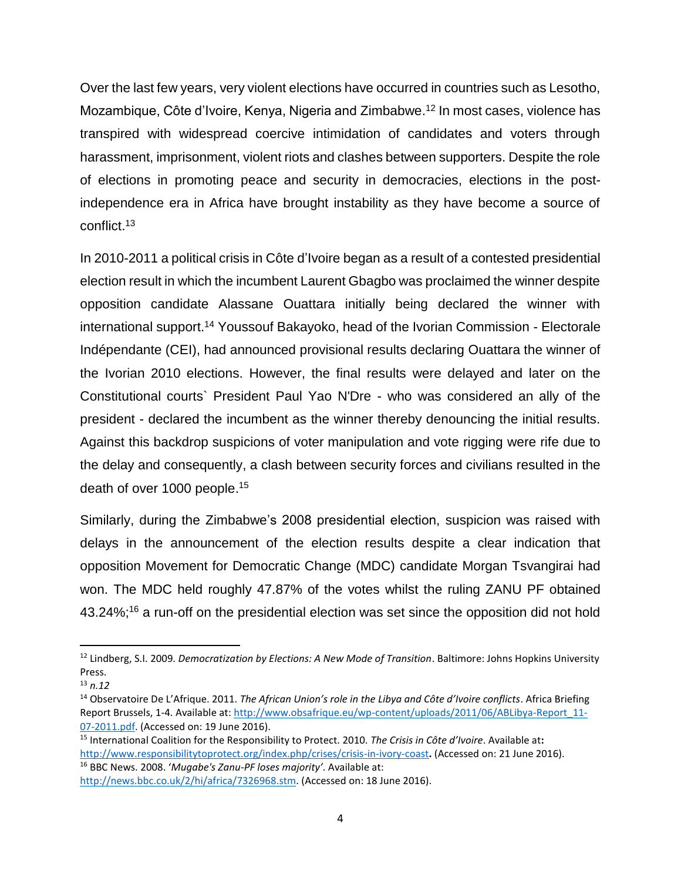Over the last few years, very violent elections have occurred in countries such as Lesotho, Mozambique, Côte d'Ivoire, Kenya, Nigeria and Zimbabwe.[12] In most cases, violence has transpired with widespread coercive intimidation of candidates and voters through harassment, imprisonment, violent riots and clashes between supporters. Despite the role of elections in promoting peace and security in democracies, elections in the post-independence era in Africa have brought instability as they have become a source of conflict.[13]

In 2010-2011 a political crisis in Côte d'Ivoire began as a result of a contested presidential election result in which the incumbent Laurent Gbagbo was proclaimed the winner despite opposition candidate Alassane Ouattara initially being declared the winner with international support.[14] Youssouf Bakayoko, head of the Ivorian Commission - Electorale Indépendante (CEI), had announced provisional results declaring Ouattara the winner of the Ivorian 2010 elections. However, the final results were delayed and later on the Constitutional courts` President Paul Yao N'Dre - who was considered an ally of the president - declared the incumbent as the winner thereby denouncing the initial results. Against this backdrop suspicions of voter manipulation and vote rigging were rife due to the delay and consequently, a clash between security forces and civilians resulted in the death of over 1000 people.[15]

Similarly, during the Zimbabwe's 2008 presidential election, suspicion was raised with delays in the announcement of the election results despite a clear indication that opposition Movement for Democratic Change (MDC) candidate Morgan Tsvangirai had won. The MDC held roughly 47.87% of the votes whilst the ruling ZANU PF obtained 43.24%;[16] a run-off on the presidential election was set since the opposition did not hold

---

[12] Lindberg, S.I. 2009. *Democratization by Elections: A New Mode of Transition*. Baltimore: Johns Hopkins University Press.

[13] *n.12*

[14] Observatoire De L'Afrique. 2011. *The African Union's role in the Libya and Côte d'Ivoire conflicts*. Africa Briefing Report Brussels, 1-4. Available at: http://www.obsafrique.eu/wp-content/uploads/2011/06/ABLibya-Report_11-07-2011.pdf. (Accessed on: 19 June 2016).

[15] International Coalition for the Responsibility to Protect. 2010. *The Crisis in Côte d'Ivoire*. Available at: http://www.responsibilitytoprotect.org/index.php/crises/crisis-in-ivory-coast. (Accessed on: 21 June 2016).

[16] BBC News. 2008. '*Mugabe's Zanu-PF loses majority*'. Available at: http://news.bbc.co.uk/2/hi/africa/7326968.stm. (Accessed on: 18 June 2016).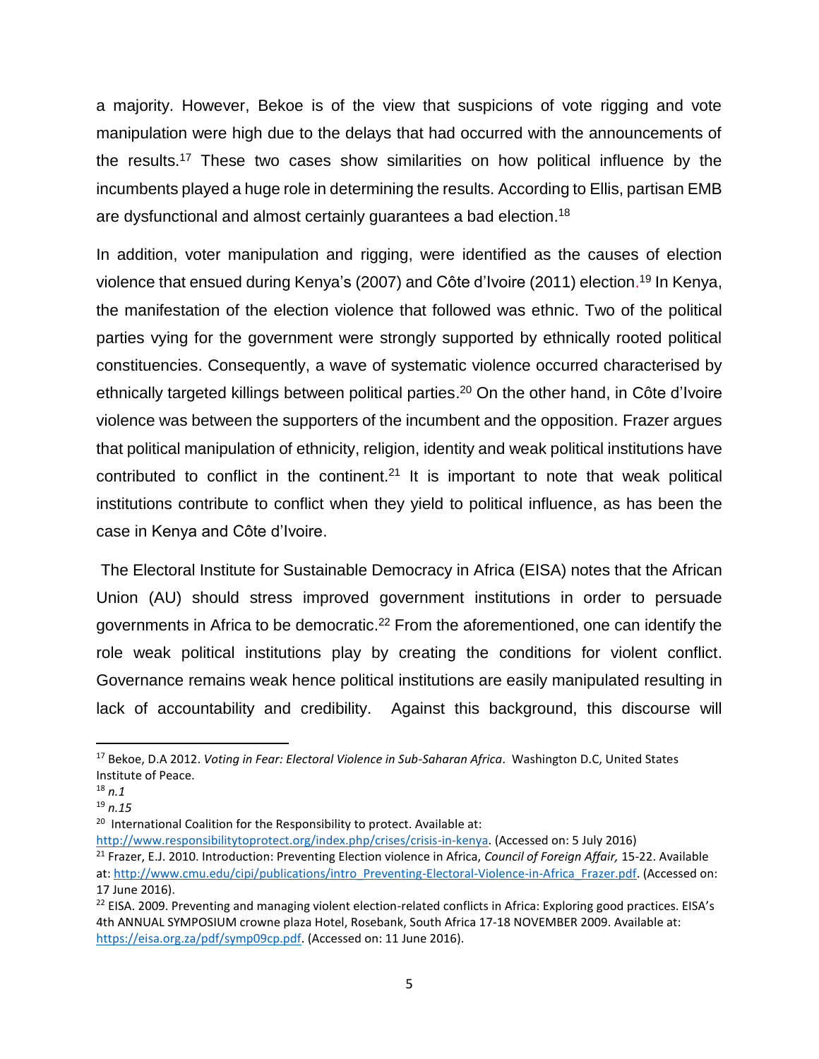a majority. However, Bekoe is of the view that suspicions of vote rigging and vote manipulation were high due to the delays that had occurred with the announcements of the results.[17] These two cases show similarities on how political influence by the incumbents played a huge role in determining the results. According to Ellis, partisan EMB are dysfunctional and almost certainly guarantees a bad election.[18]

In addition, voter manipulation and rigging, were identified as the causes of election violence that ensued during Kenya's (2007) and Côte d'Ivoire (2011) election.[19] In Kenya, the manifestation of the election violence that followed was ethnic. Two of the political parties vying for the government were strongly supported by ethnically rooted political constituencies. Consequently, a wave of systematic violence occurred characterised by ethnically targeted killings between political parties.[20] On the other hand, in Côte d'Ivoire violence was between the supporters of the incumbent and the opposition. Frazer argues that political manipulation of ethnicity, religion, identity and weak political institutions have contributed to conflict in the continent.[21] It is important to note that weak political institutions contribute to conflict when they yield to political influence, as has been the case in Kenya and Côte d'Ivoire.

The Electoral Institute for Sustainable Democracy in Africa (EISA) notes that the African Union (AU) should stress improved government institutions in order to persuade governments in Africa to be democratic.[22] From the aforementioned, one can identify the role weak political institutions play by creating the conditions for violent conflict. Governance remains weak hence political institutions are easily manipulated resulting in lack of accountability and credibility. Against this background, this discourse will

---

[17] Bekoe, D.A 2012. *Voting in Fear: Electoral Violence in Sub-Saharan Africa*. Washington D.C, United States Institute of Peace.

[18] *n.1*

[19] *n.15*

[20] International Coalition for the Responsibility to protect. Available at: http://www.responsibilitytoprotect.org/index.php/crises/crisis-in-kenya. (Accessed on: 5 July 2016)

[21] Frazer, E.J. 2010. Introduction: Preventing Election violence in Africa, *Council of Foreign Affair,* 15-22. Available at: http://www.cmu.edu/cipi/publications/intro_Preventing-Electoral-Violence-in-Africa_Frazer.pdf. (Accessed on: 17 June 2016).

[22] EISA. 2009. Preventing and managing violent election-related conflicts in Africa: Exploring good practices. EISA's 4th ANNUAL SYMPOSIUM crowne plaza Hotel, Rosebank, South Africa 17-18 NOVEMBER 2009. Available at: https://eisa.org.za/pdf/symp09cp.pdf. (Accessed on: 11 June 2016).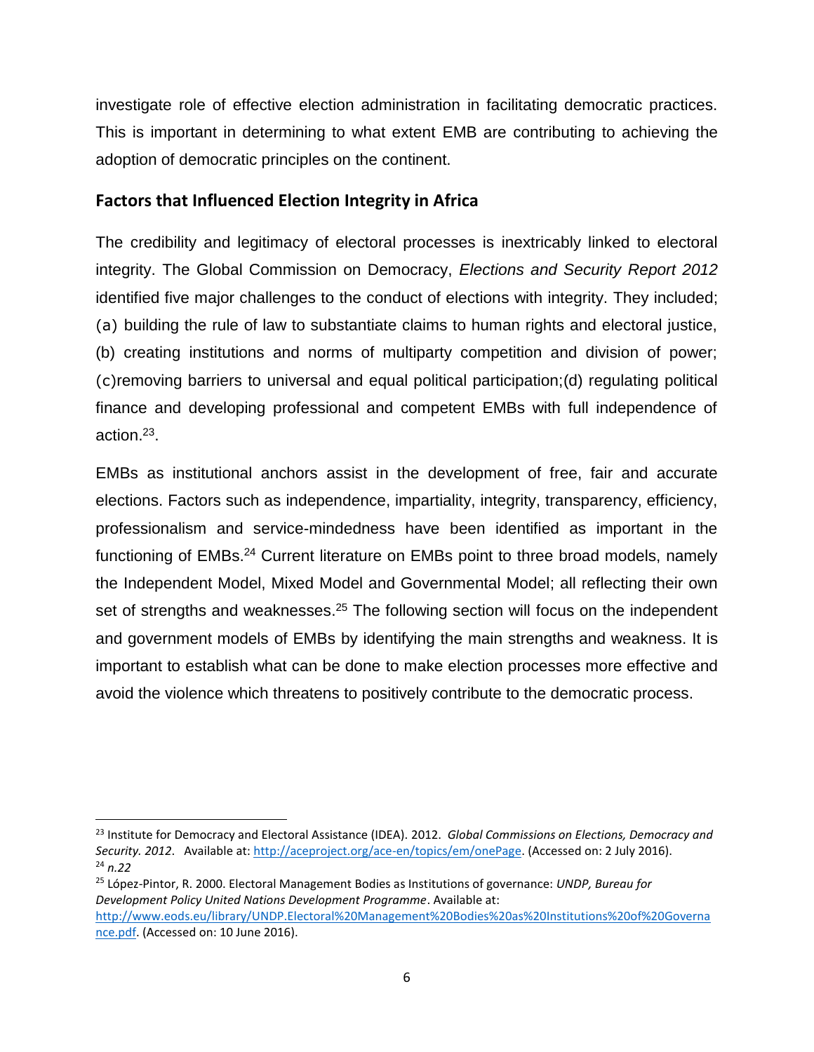investigate role of effective election administration in facilitating democratic practices. This is important in determining to what extent EMB are contributing to achieving the adoption of democratic principles on the continent.

## Factors that Influenced Election Integrity in Africa

The credibility and legitimacy of electoral processes is inextricably linked to electoral integrity. The Global Commission on Democracy, *Elections and Security Report 2012* identified five major challenges to the conduct of elections with integrity. They included; (a) building the rule of law to substantiate claims to human rights and electoral justice, (b) creating institutions and norms of multiparty competition and division of power; (c)removing barriers to universal and equal political participation;(d) regulating political finance and developing professional and competent EMBs with full independence of action.[23].

EMBs as institutional anchors assist in the development of free, fair and accurate elections. Factors such as independence, impartiality, integrity, transparency, efficiency, professionalism and service-mindedness have been identified as important in the functioning of EMBs.[24] Current literature on EMBs point to three broad models, namely the Independent Model, Mixed Model and Governmental Model; all reflecting their own set of strengths and weaknesses.[25] The following section will focus on the independent and government models of EMBs by identifying the main strengths and weakness. It is important to establish what can be done to make election processes more effective and avoid the violence which threatens to positively contribute to the democratic process.

---

[23] Institute for Democracy and Electoral Assistance (IDEA). 2012. *Global Commissions on Elections, Democracy and Security. 2012*. Available at: http://aceproject.org/ace-en/topics/em/onePage. (Accessed on: 2 July 2016).

[24] *n.22*

[25] López-Pintor, R. 2000. Electoral Management Bodies as Institutions of governance: *UNDP, Bureau for Development Policy United Nations Development Programme*. Available at: http://www.eods.eu/library/UNDP.Electoral%20Management%20Bodies%20as%20Institutions%20of%20Governance.pdf. (Accessed on: 10 June 2016).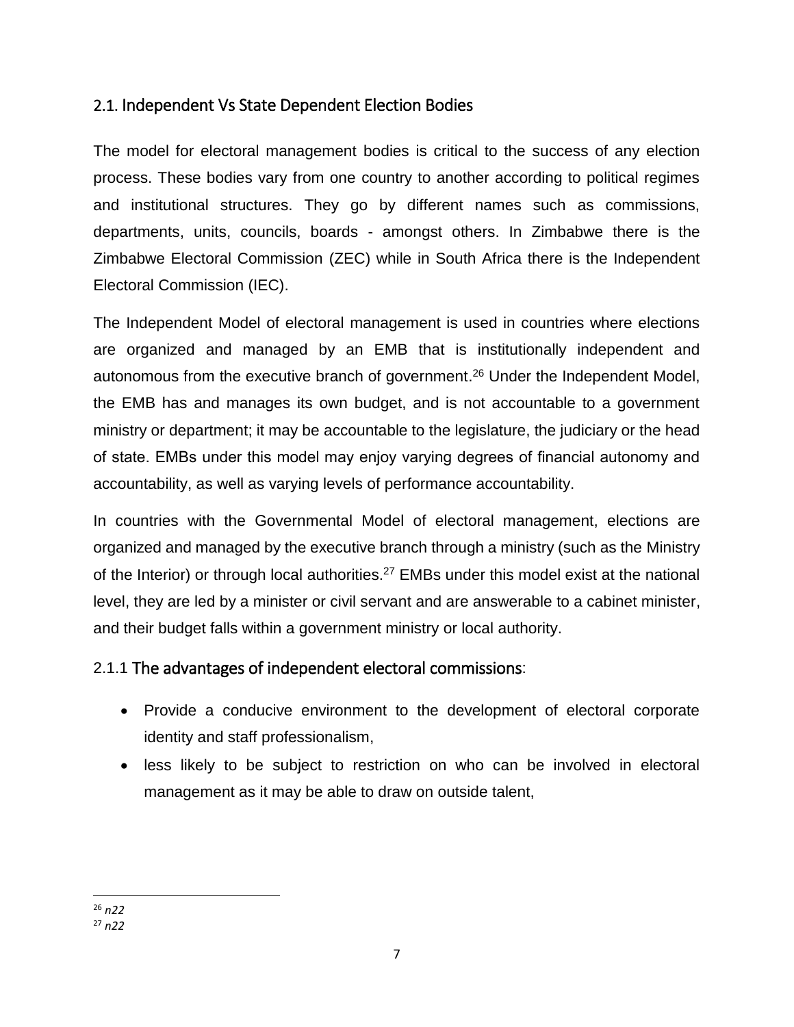## 2.1. Independent Vs State Dependent Election Bodies

The model for electoral management bodies is critical to the success of any election process. These bodies vary from one country to another according to political regimes and institutional structures. They go by different names such as commissions, departments, units, councils, boards - amongst others. In Zimbabwe there is the Zimbabwe Electoral Commission (ZEC) while in South Africa there is the Independent Electoral Commission (IEC).

The Independent Model of electoral management is used in countries where elections are organized and managed by an EMB that is institutionally independent and autonomous from the executive branch of government.[26] Under the Independent Model, the EMB has and manages its own budget, and is not accountable to a government ministry or department; it may be accountable to the legislature, the judiciary or the head of state. EMBs under this model may enjoy varying degrees of financial autonomy and accountability, as well as varying levels of performance accountability.

In countries with the Governmental Model of electoral management, elections are organized and managed by the executive branch through a ministry (such as the Ministry of the Interior) or through local authorities.[27] EMBs under this model exist at the national level, they are led by a minister or civil servant and are answerable to a cabinet minister, and their budget falls within a government ministry or local authority.

### 2.1.1 The advantages of independent electoral commissions:

- Provide a conducive environment to the development of electoral corporate identity and staff professionalism,
- less likely to be subject to restriction on who can be involved in electoral management as it may be able to draw on outside talent,

---

[26] *n22*

[27] *n22*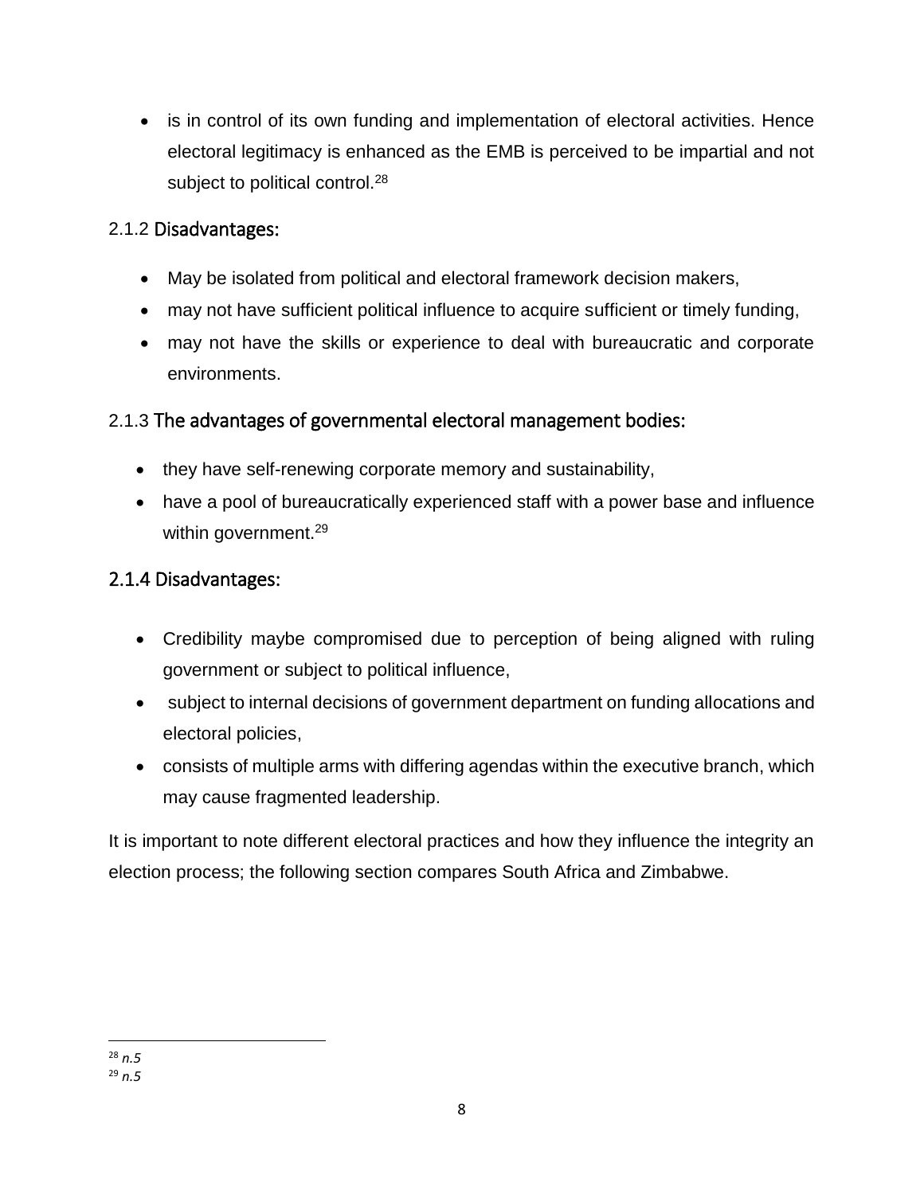- is in control of its own funding and implementation of electoral activities. Hence electoral legitimacy is enhanced as the EMB is perceived to be impartial and not subject to political control.[28]

### 2.1.2 Disadvantages:

- May be isolated from political and electoral framework decision makers,
- may not have sufficient political influence to acquire sufficient or timely funding,
- may not have the skills or experience to deal with bureaucratic and corporate environments.

### 2.1.3 The advantages of governmental electoral management bodies:

- they have self-renewing corporate memory and sustainability,
- have a pool of bureaucratically experienced staff with a power base and influence within government.[29]

### 2.1.4 Disadvantages:

- Credibility maybe compromised due to perception of being aligned with ruling government or subject to political influence,
- subject to internal decisions of government department on funding allocations and electoral policies,
- consists of multiple arms with differing agendas within the executive branch, which may cause fragmented leadership.

It is important to note different electoral practices and how they influence the integrity an election process; the following section compares South Africa and Zimbabwe.

---

[28] *n.5*

[29] *n.5*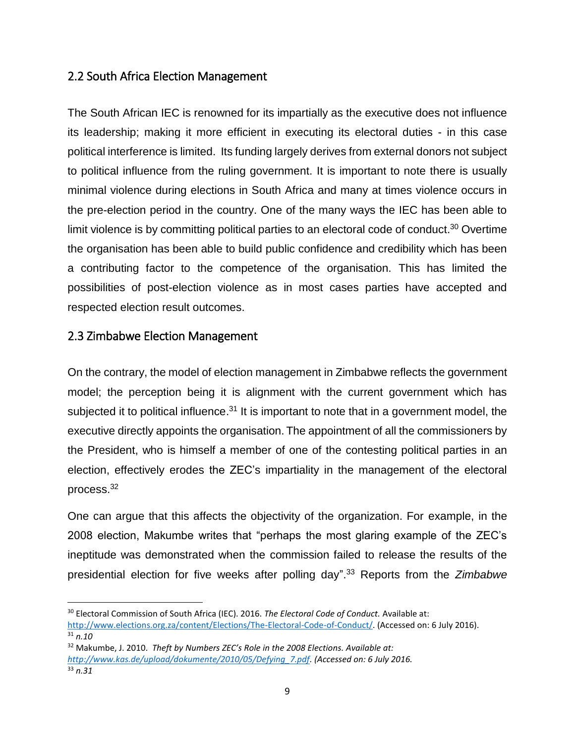## 2.2 South Africa Election Management

The South African IEC is renowned for its impartially as the executive does not influence its leadership; making it more efficient in executing its electoral duties - in this case political interference is limited. Its funding largely derives from external donors not subject to political influence from the ruling government. It is important to note there is usually minimal violence during elections in South Africa and many at times violence occurs in the pre-election period in the country. One of the many ways the IEC has been able to limit violence is by committing political parties to an electoral code of conduct.[30] Overtime the organisation has been able to build public confidence and credibility which has been a contributing factor to the competence of the organisation. This has limited the possibilities of post-election violence as in most cases parties have accepted and respected election result outcomes.

## 2.3 Zimbabwe Election Management

On the contrary, the model of election management in Zimbabwe reflects the government model; the perception being it is alignment with the current government which has subjected it to political influence.[31] It is important to note that in a government model, the executive directly appoints the organisation. The appointment of all the commissioners by the President, who is himself a member of one of the contesting political parties in an election, effectively erodes the ZEC's impartiality in the management of the electoral process.[32]

One can argue that this affects the objectivity of the organization. For example, in the 2008 election, Makumbe writes that "perhaps the most glaring example of the ZEC's ineptitude was demonstrated when the commission failed to release the results of the presidential election for five weeks after polling day".[33] Reports from the *Zimbabwe*

---

[30] Electoral Commission of South Africa (IEC). 2016. *The Electoral Code of Conduct.* Available at: http://www.elections.org.za/content/Elections/The-Electoral-Code-of-Conduct/. (Accessed on: 6 July 2016).

[31] *n.10*

[32] Makumbe, J. 2010. *Theft by Numbers ZEC's Role in the 2008 Elections. Available at: http://www.kas.de/upload/dokumente/2010/05/Defying_7.pdf. (Accessed on: 6 July 2016.*

[33] *n.31*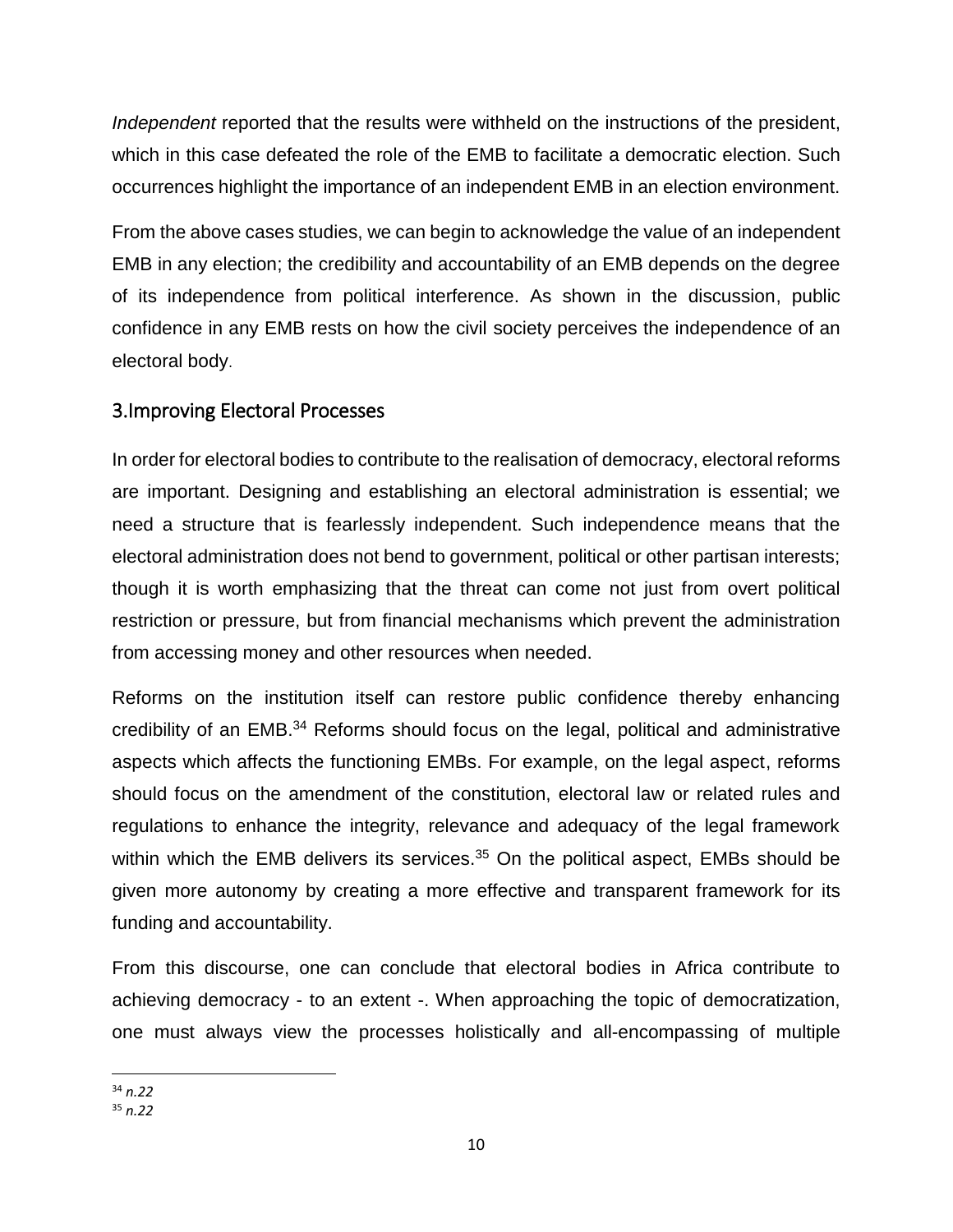*Independent* reported that the results were withheld on the instructions of the president, which in this case defeated the role of the EMB to facilitate a democratic election. Such occurrences highlight the importance of an independent EMB in an election environment.

From the above cases studies, we can begin to acknowledge the value of an independent EMB in any election; the credibility and accountability of an EMB depends on the degree of its independence from political interference. As shown in the discussion, public confidence in any EMB rests on how the civil society perceives the independence of an electoral body.

## 3.Improving Electoral Processes

In order for electoral bodies to contribute to the realisation of democracy, electoral reforms are important. Designing and establishing an electoral administration is essential; we need a structure that is fearlessly independent. Such independence means that the electoral administration does not bend to government, political or other partisan interests; though it is worth emphasizing that the threat can come not just from overt political restriction or pressure, but from financial mechanisms which prevent the administration from accessing money and other resources when needed.

Reforms on the institution itself can restore public confidence thereby enhancing credibility of an EMB.[34] Reforms should focus on the legal, political and administrative aspects which affects the functioning EMBs. For example, on the legal aspect, reforms should focus on the amendment of the constitution, electoral law or related rules and regulations to enhance the integrity, relevance and adequacy of the legal framework within which the EMB delivers its services.[35] On the political aspect, EMBs should be given more autonomy by creating a more effective and transparent framework for its funding and accountability.

From this discourse, one can conclude that electoral bodies in Africa contribute to achieving democracy - to an extent -. When approaching the topic of democratization, one must always view the processes holistically and all-encompassing of multiple

[34] *n.22*

[35] *n.22*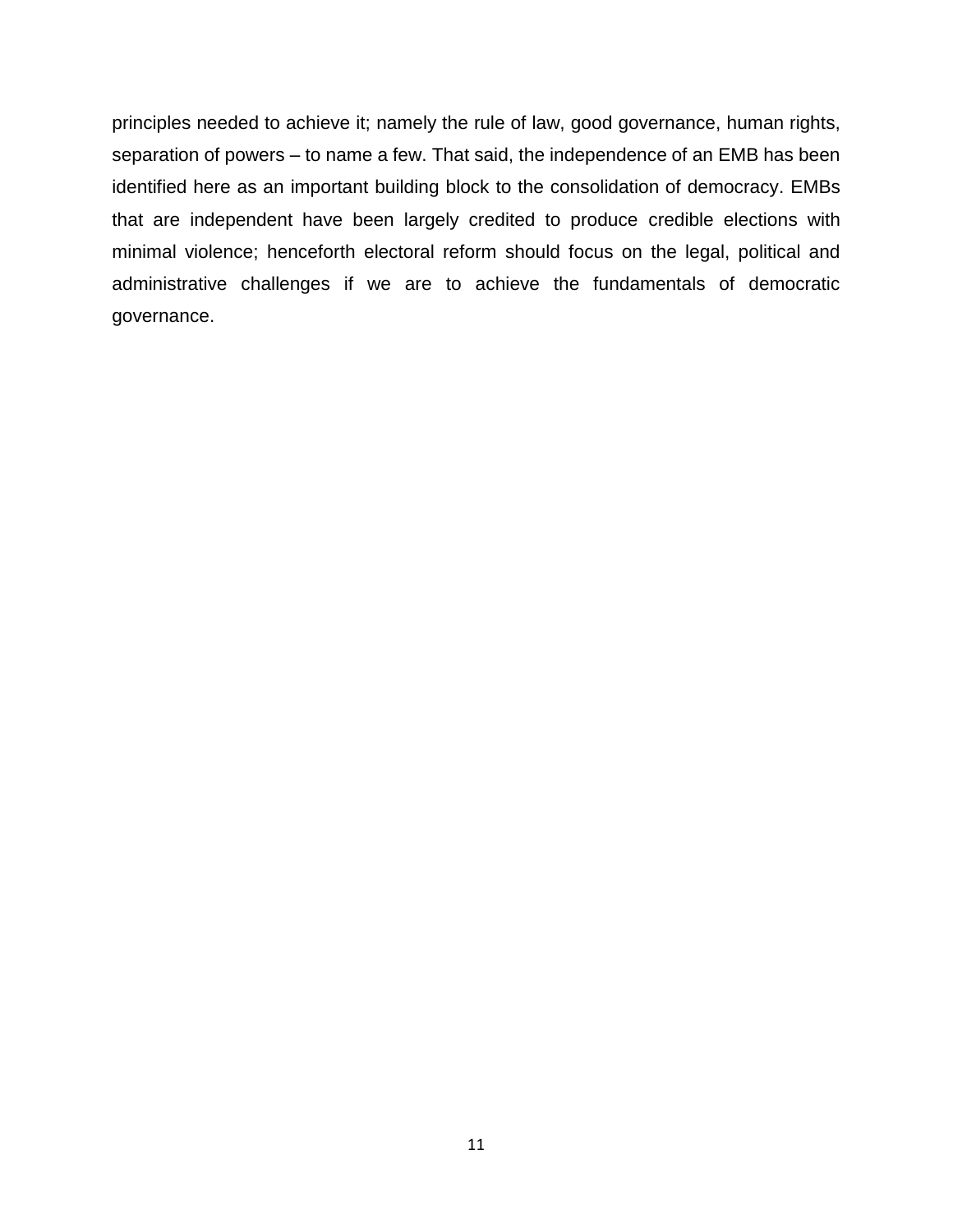principles needed to achieve it; namely the rule of law, good governance, human rights, separation of powers – to name a few. That said, the independence of an EMB has been identified here as an important building block to the consolidation of democracy. EMBs that are independent have been largely credited to produce credible elections with minimal violence; henceforth electoral reform should focus on the legal, political and administrative challenges if we are to achieve the fundamentals of democratic governance.